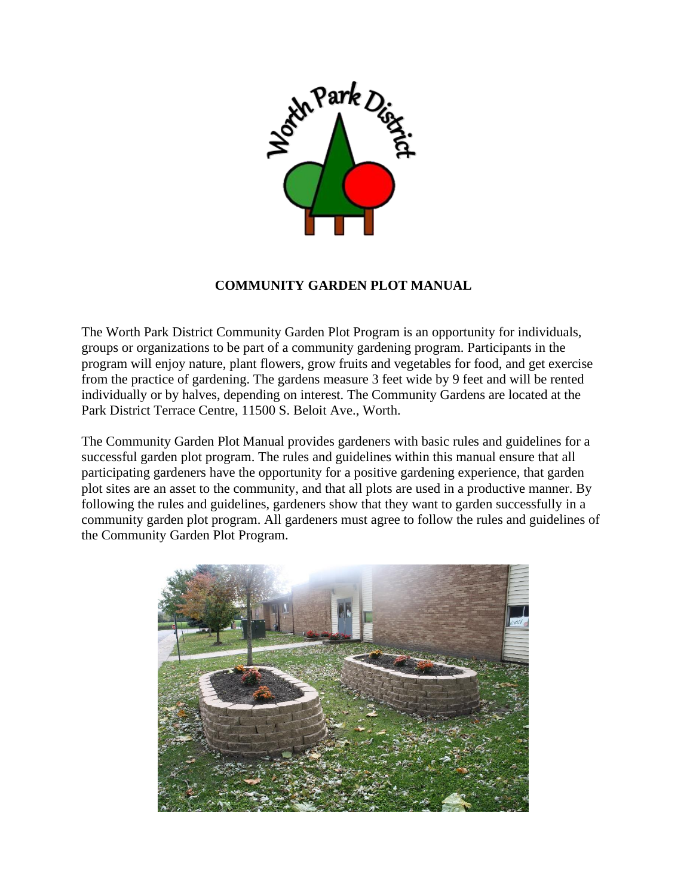# COMMUNITY GARDEN PLOT MANUAL

The Worth Park District Community Garden Plot Program is an opportunity for individuals, groups or organizations to be part of a community gardening program. Participants in the program will enjoy nature, plant flowers, grow fruits and vegetables for food, and get exercise from the practice of gardening. The gardens measure 3 feet wide by 9 feet and will be rented individually or by halves, depending on interest. The Community Gardens are located at the Park District Terrace Centre, 11500 S. Beloit Ave., Worth.

The Community Garden Plot Manual provides gardeners with basic rules and guidelines for a successful garden plot program. The rules and guidelines within this manual ensure that all participating gardeners have the opportunity for a positive gardening experience, that garden plot sites are an asset to the community, and that all plots are used in a productive manner. By following the rules and guidelines, gardeners show that they want to garden successfully in a community garden plot program. All gardeners must agree to follow the rules and guidelines of the Community Garden Plot Program.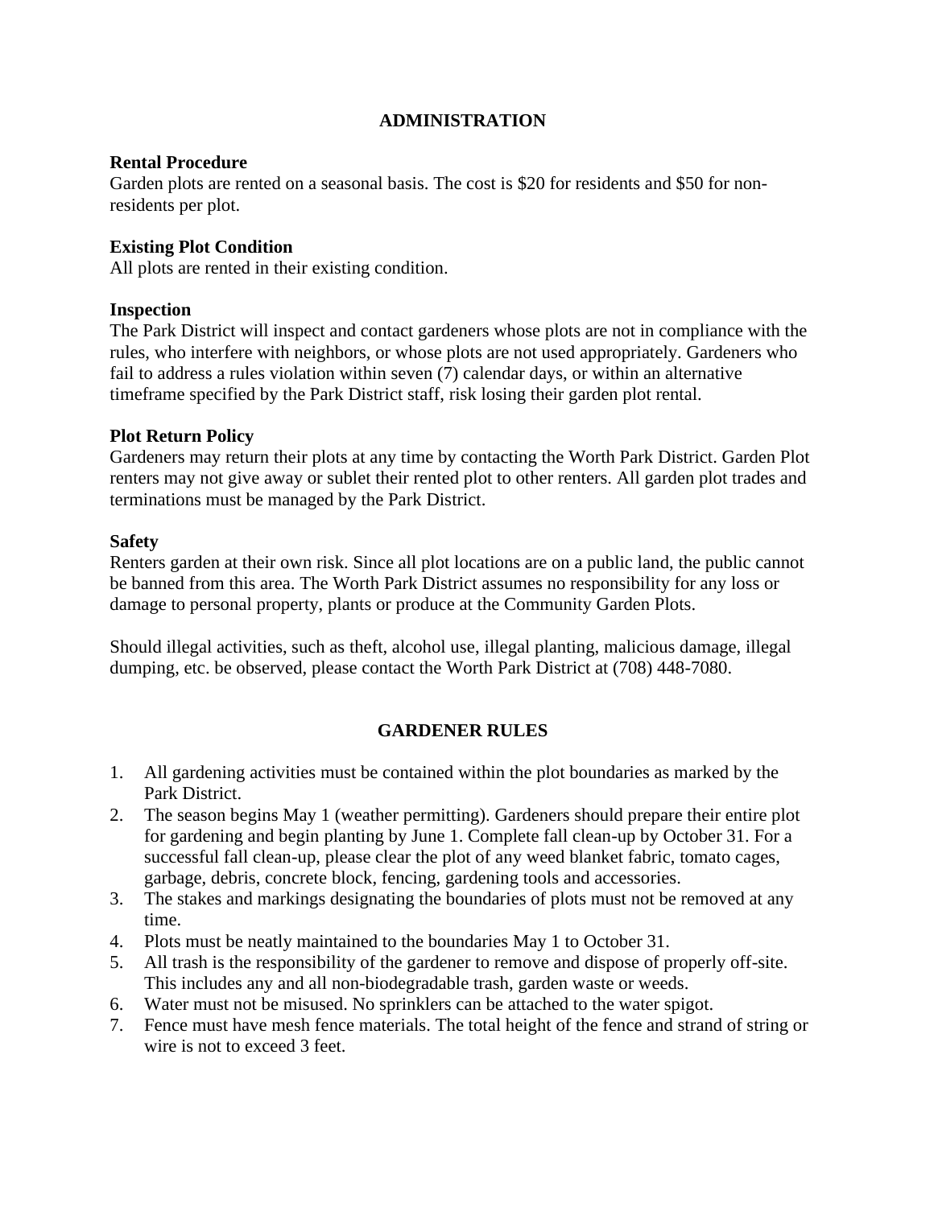## ADMINISTRATION

**Rental Procedure**

Garden plots are rented on a seasonal basis. The cost is $20 for residents and $50 for non-residents per plot.

**Existing Plot Condition**

All plots are rented in their existing condition.

**Inspection**

The Park District will inspect and contact gardeners whose plots are not in compliance with the rules, who interfere with neighbors, or whose plots are not used appropriately. Gardeners who fail to address a rules violation within seven (7) calendar days, or within an alternative timeframe specified by the Park District staff, risk losing their garden plot rental.

**Plot Return Policy**

Gardeners may return their plots at any time by contacting the Worth Park District. Garden Plot renters may not give away or sublet their rented plot to other renters. All garden plot trades and terminations must be managed by the Park District.

**Safety**

Renters garden at their own risk. Since all plot locations are on a public land, the public cannot be banned from this area. The Worth Park District assumes no responsibility for any loss or damage to personal property, plants or produce at the Community Garden Plots.

Should illegal activities, such as theft, alcohol use, illegal planting, malicious damage, illegal dumping, etc. be observed, please contact the Worth Park District at (708) 448-7080.

## GARDENER RULES

1. All gardening activities must be contained within the plot boundaries as marked by the Park District.
2. The season begins May 1 (weather permitting). Gardeners should prepare their entire plot for gardening and begin planting by June 1. Complete fall clean-up by October 31. For a successful fall clean-up, please clear the plot of any weed blanket fabric, tomato cages, garbage, debris, concrete block, fencing, gardening tools and accessories.
3. The stakes and markings designating the boundaries of plots must not be removed at any time.
4. Plots must be neatly maintained to the boundaries May 1 to October 31.
5. All trash is the responsibility of the gardener to remove and dispose of properly off-site. This includes any and all non-biodegradable trash, garden waste or weeds.
6. Water must not be misused. No sprinklers can be attached to the water spigot.
7. Fence must have mesh fence materials. The total height of the fence and strand of string or wire is not to exceed 3 feet.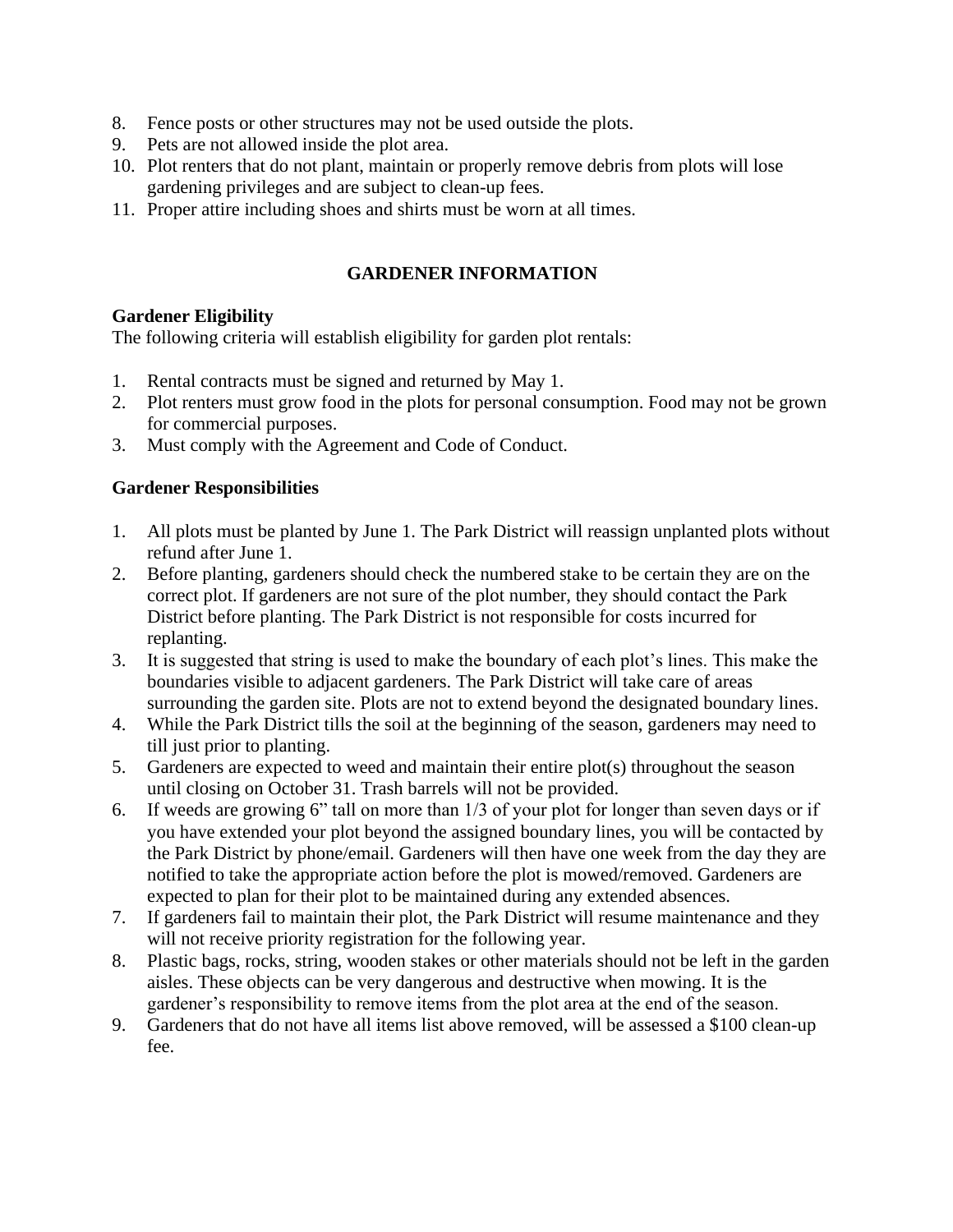8. Fence posts or other structures may not be used outside the plots.
9. Pets are not allowed inside the plot area.
10. Plot renters that do not plant, maintain or properly remove debris from plots will lose gardening privileges and are subject to clean-up fees.
11. Proper attire including shoes and shirts must be worn at all times.

## GARDENER INFORMATION

**Gardener Eligibility**

The following criteria will establish eligibility for garden plot rentals:

1. Rental contracts must be signed and returned by May 1.
2. Plot renters must grow food in the plots for personal consumption. Food may not be grown for commercial purposes.
3. Must comply with the Agreement and Code of Conduct.

**Gardener Responsibilities**

1. All plots must be planted by June 1. The Park District will reassign unplanted plots without refund after June 1.
2. Before planting, gardeners should check the numbered stake to be certain they are on the correct plot. If gardeners are not sure of the plot number, they should contact the Park District before planting. The Park District is not responsible for costs incurred for replanting.
3. It is suggested that string is used to make the boundary of each plot's lines. This make the boundaries visible to adjacent gardeners. The Park District will take care of areas surrounding the garden site. Plots are not to extend beyond the designated boundary lines.
4. While the Park District tills the soil at the beginning of the season, gardeners may need to till just prior to planting.
5. Gardeners are expected to weed and maintain their entire plot(s) throughout the season until closing on October 31. Trash barrels will not be provided.
6. If weeds are growing 6" tall on more than 1/3 of your plot for longer than seven days or if you have extended your plot beyond the assigned boundary lines, you will be contacted by the Park District by phone/email. Gardeners will then have one week from the day they are notified to take the appropriate action before the plot is mowed/removed. Gardeners are expected to plan for their plot to be maintained during any extended absences.
7. If gardeners fail to maintain their plot, the Park District will resume maintenance and they will not receive priority registration for the following year.
8. Plastic bags, rocks, string, wooden stakes or other materials should not be left in the garden aisles. These objects can be very dangerous and destructive when mowing. It is the gardener's responsibility to remove items from the plot area at the end of the season.
9. Gardeners that do not have all items list above removed, will be assessed a $100 clean-up fee.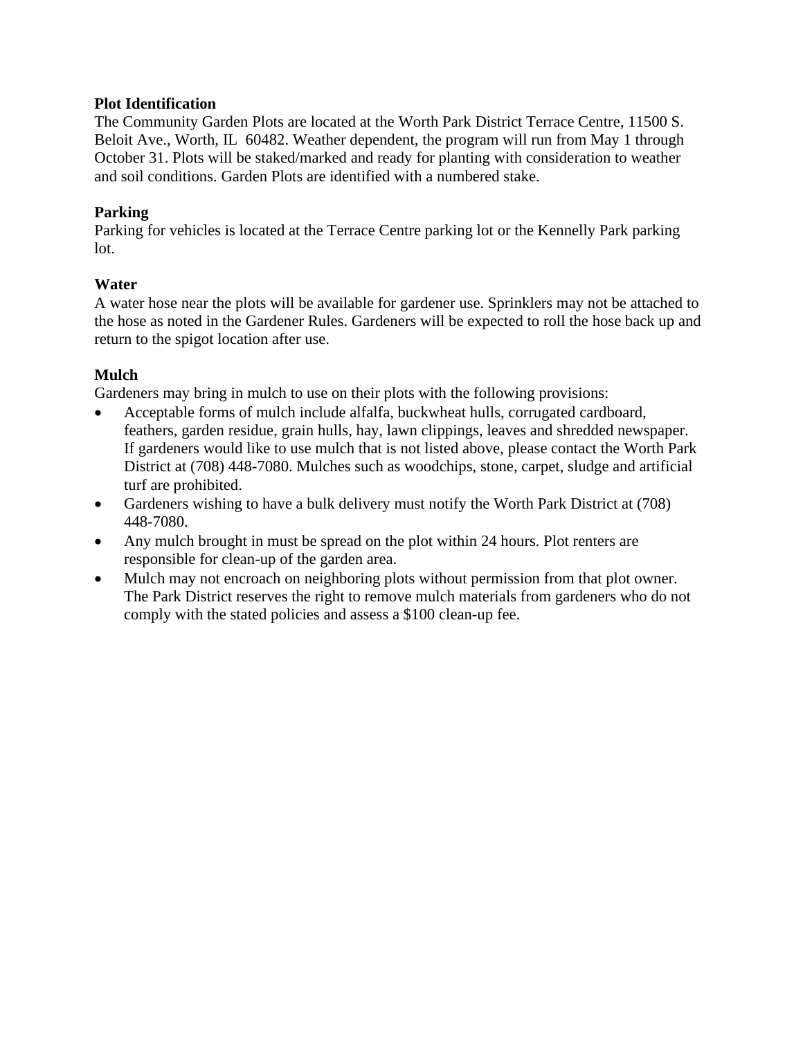**Plot Identification**

The Community Garden Plots are located at the Worth Park District Terrace Centre, 11500 S. Beloit Ave., Worth, IL  60482. Weather dependent, the program will run from May 1 through October 31. Plots will be staked/marked and ready for planting with consideration to weather and soil conditions. Garden Plots are identified with a numbered stake.

**Parking**

Parking for vehicles is located at the Terrace Centre parking lot or the Kennelly Park parking lot.

**Water**

A water hose near the plots will be available for gardener use. Sprinklers may not be attached to the hose as noted in the Gardener Rules. Gardeners will be expected to roll the hose back up and return to the spigot location after use.

**Mulch**

Gardeners may bring in mulch to use on their plots with the following provisions:

- Acceptable forms of mulch include alfalfa, buckwheat hulls, corrugated cardboard, feathers, garden residue, grain hulls, hay, lawn clippings, leaves and shredded newspaper. If gardeners would like to use mulch that is not listed above, please contact the Worth Park District at (708) 448-7080. Mulches such as woodchips, stone, carpet, sludge and artificial turf are prohibited.
- Gardeners wishing to have a bulk delivery must notify the Worth Park District at (708) 448-7080.
- Any mulch brought in must be spread on the plot within 24 hours. Plot renters are responsible for clean-up of the garden area.
- Mulch may not encroach on neighboring plots without permission from that plot owner. The Park District reserves the right to remove mulch materials from gardeners who do not comply with the stated policies and assess a $100 clean-up fee.